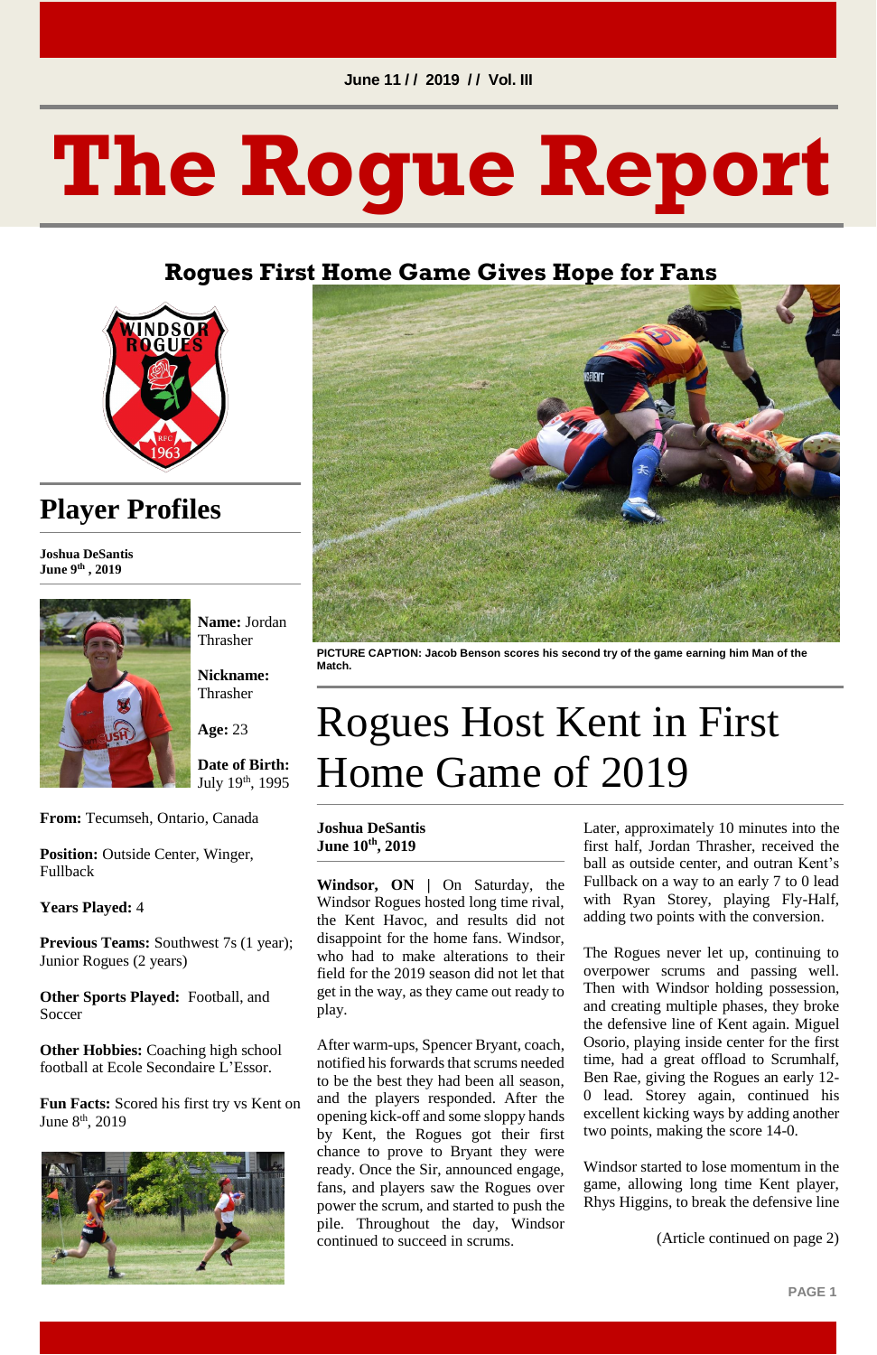June 11 / / 2019 / / Vol. III

# The Rogue Report

## Rogues First Home Game Gives Hope for Fans

## Player Profiles

**Joshua DeSantis**
**June 9th, 2019**

**Name:** Jordan Thrasher

**Nickname:** Thrasher

**Age:** 23

**Date of Birth:** July 19th, 1995

**From:** Tecumseh, Ontario, Canada

**Position:** Outside Center, Winger, Fullback

**Years Played:** 4

**Previous Teams:** Southwest 7s (1 year); Junior Rogues (2 years)

**Other Sports Played:** Football, and Soccer

**Other Hobbies:** Coaching high school football at Ecole Secondaire L'Essor.

**Fun Facts:** Scored his first try vs Kent on June 8th, 2019

PICTURE CAPTION: Jacob Benson scores his second try of the game earning him Man of the Match.

# Rogues Host Kent in First Home Game of 2019

**Joshua DeSantis**
**June 10th, 2019**

**Windsor, ON** | On Saturday, the Windsor Rogues hosted long time rival, the Kent Havoc, and results did not disappoint for the home fans. Windsor, who had to make alterations to their field for the 2019 season did not let that get in the way, as they came out ready to play.

After warm-ups, Spencer Bryant, coach, notified his forwards that scrums needed to be the best they had been all season, and the players responded. After the opening kick-off and some sloppy hands by Kent, the Rogues got their first chance to prove to Bryant they were ready. Once the Sir, announced engage, fans, and players saw the Rogues over power the scrum, and started to push the pile. Throughout the day, Windsor continued to succeed in scrums.

Later, approximately 10 minutes into the first half, Jordan Thrasher, received the ball as outside center, and outran Kent's Fullback on a way to an early 7 to 0 lead with Ryan Storey, playing Fly-Half, adding two points with the conversion.

The Rogues never let up, continuing to overpower scrums and passing well. Then with Windsor holding possession, and creating multiple phases, they broke the defensive line of Kent again. Miguel Osorio, playing inside center for the first time, had a great offload to Scrumhalf, Ben Rae, giving the Rogues an early 12-0 lead. Storey again, continued his excellent kicking ways by adding another two points, making the score 14-0.

Windsor started to lose momentum in the game, allowing long time Kent player, Rhys Higgins, to break the defensive line

(Article continued on page 2)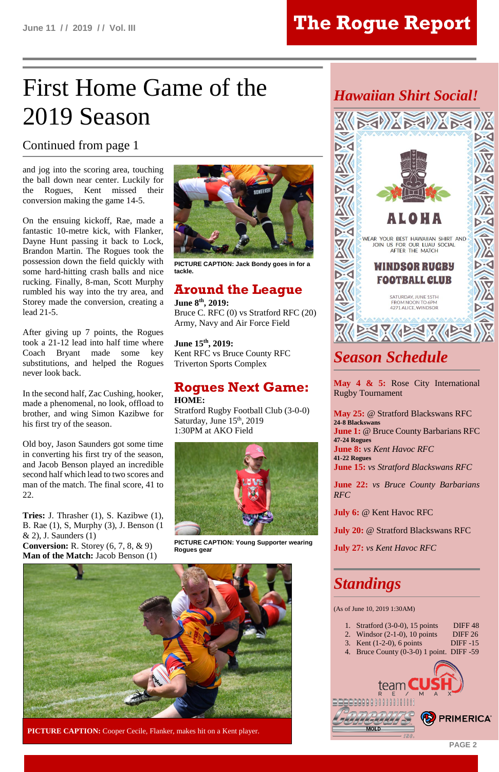# First Home Game of the 2019 Season

## Continued from page 1

and jog into the scoring area, touching the ball down near center. Luckily for the Rogues, Kent missed their conversion making the game 14-5.

On the ensuing kickoff, Rae, made a fantastic 10-metre kick, with Flanker, Dayne Hunt passing it back to Lock, Brandon Martin. The Rogues took the possession down the field quickly with some hard-hitting crash balls and nice rucking. Finally, 8-man, Scott Murphy rumbled his way into the try area, and Storey made the conversion, creating a lead 21-5.

After giving up 7 points, the Rogues took a 21-12 lead into half time where Coach Bryant made some key substitutions, and helped the Rogues never look back.

In the second half, Zac Cushing, hooker, made a phenomenal, no look, offload to brother, and wing Simon Kazibwe for his first try of the season.

Old boy, Jason Saunders got some time in converting his first try of the season, and Jacob Benson played an incredible second half which lead to two scores and man of the match. The final score, 41 to 22.

**Tries:** J. Thrasher (1), S. Kazibwe (1), B. Rae (1), S, Murphy (3), J. Benson (1 & 2), J. Saunders (1)
**Conversion:** R. Storey (6, 7, 8, & 9)
**Man of the Match:** Jacob Benson (1)

**PICTURE CAPTION:** Jack Bondy goes in for a tackle.

## Around the League

**June 8th, 2019:**
Bruce C. RFC (0) vs Stratford RFC (20)
Army, Navy and Air Force Field

**June 15th, 2019:**
Kent RFC vs Bruce County RFC
Triverton Sports Complex

## Rogues Next Game:

**HOME:**
Stratford Rugby Football Club (3-0-0)
Saturday, June 15th, 2019
1:30PM at AKO Field

**PICTURE CAPTION:** Young Supporter wearing Rogues gear

**PICTURE CAPTION:** Cooper Cecile, Flanker, makes hit on a Kent player.

## *Hawaiian Shirt Social!*

ALOHA

WEAR YOUR BEST HAWAIIAN SHIRT AND JOIN US FOR OUR LUAU SOCIAL AFTER THE MATCH

WINDSOR RUGBY FOOTBALL CLUB

SATURDAY, JUNE 15TH
FROM NOON TO 6PM
4271 ALICE, WINDSOR

## *Season Schedule*

**May 4 & 5:** Rose City International Rugby Tournament

**May 25:** @ Stratford Blackswans RFC
**24-8 Blackswans**
**June 1:** @ Bruce County Barbarians RFC
**47-24 Rogues**
**June 8:** *vs Kent Havoc RFC*
**41-22 Rogues**
**June 15:** *vs Stratford Blackswans RFC*

**June 22:** *vs Bruce County Barbarians RFC*

**July 6:** @ Kent Havoc RFC

**July 20:** @ Stratford Blackswans RFC

**July 27:** *vs Kent Havoc RFC*

## *Standings*

(As of June 10, 2019 1:30AM)

1. Stratford (3-0-0), 15 points DIFF 48
2. Windsor (2-1-0), 10 points DIFF 26
3. Kent (1-2-0), 6 points DIFF -15
4. Bruce County (0-3-0) 1 point. DIFF -59

team CUSH RE/MAX

Concours Mold Inc.

PRIMERICA